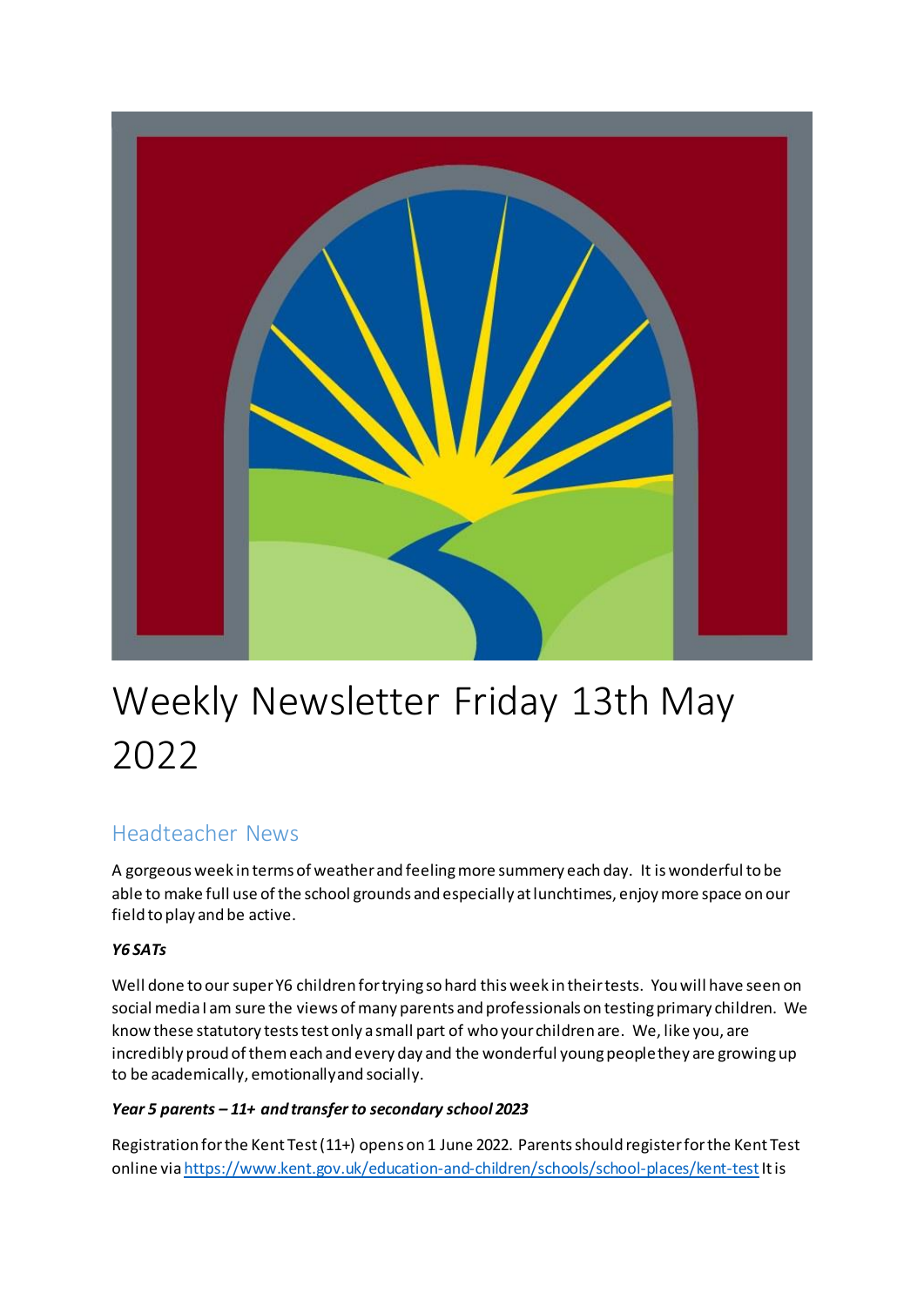# Weekly Newsletter Friday 13th May 2022

## Headteacher News

A gorgeous week in terms of weather and feeling more summery each day. It is wonderful to be able to make full use of the school grounds and especially at lunchtimes, enjoy more space on our field to play and be active.

***Y6 SATs***

Well done to our super Y6 children for trying so hard this week in their tests. You will have seen on social media I am sure the views of many parents and professionals on testing primary children. We know these statutory tests test only a small part of who your children are. We, like you, are incredibly proud of them each and every day and the wonderful young people they are growing up to be academically, emotionally and socially.

***Year 5 parents – 11+ and transfer to secondary school 2023***

Registration for the Kent Test (11+) opens on 1 June 2022. Parents should register for the Kent Test online via https://www.kent.gov.uk/education-and-children/schools/school-places/kent-test It is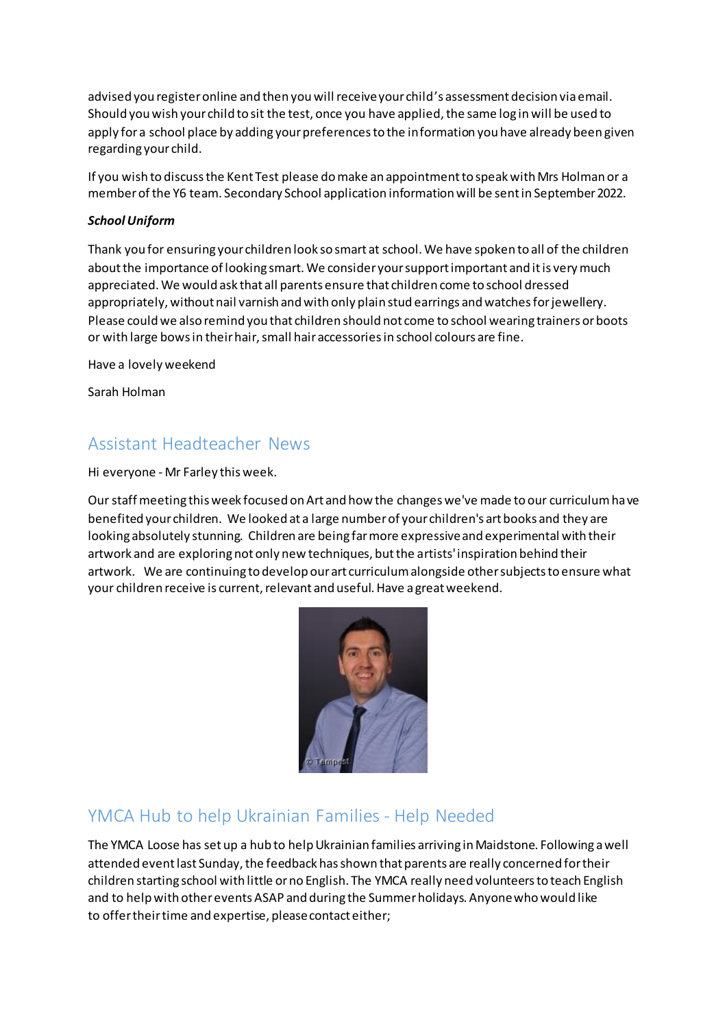advised you register online and then you will receive your child's assessment decision via email. Should you wish your child to sit the test, once you have applied, the same log in will be used to apply for a school place by adding your preferences to the information you have already been given regarding your child.

If you wish to discuss the Kent Test please do make an appointment to speak with Mrs Holman or a member of the Y6 team. Secondary School application information will be sent in September 2022.

***School Uniform***

Thank you for ensuring your children look so smart at school. We have spoken to all of the children about the importance of looking smart. We consider your support important and it is very much appreciated. We would ask that all parents ensure that children come to school dressed appropriately, without nail varnish and with only plain stud earrings and watches for jewellery. Please could we also remind you that children should not come to school wearing trainers or boots or with large bows in their hair, small hair accessories in school colours are fine.

Have a lovely weekend

Sarah Holman

## Assistant Headteacher News

Hi everyone - Mr Farley this week.

Our staff meeting this week focused on Art and how the changes we've made to our curriculum have benefited your children. We looked at a large number of your children's art books and they are looking absolutely stunning. Children are being far more expressive and experimental with their artwork and are exploring not only new techniques, but the artists' inspiration behind their artwork. We are continuing to develop our art curriculum alongside other subjects to ensure what your children receive is current, relevant and useful. Have a great weekend.

## YMCA Hub to help Ukrainian Families - Help Needed

The YMCA Loose has set up a hub to help Ukrainian families arriving in Maidstone. Following a well attended event last Sunday, the feedback has shown that parents are really concerned for their children starting school with little or no English. The YMCA really need volunteers to teach English and to help with other events ASAP and during the Summer holidays. Anyone who would like to offer their time and expertise, please contact either;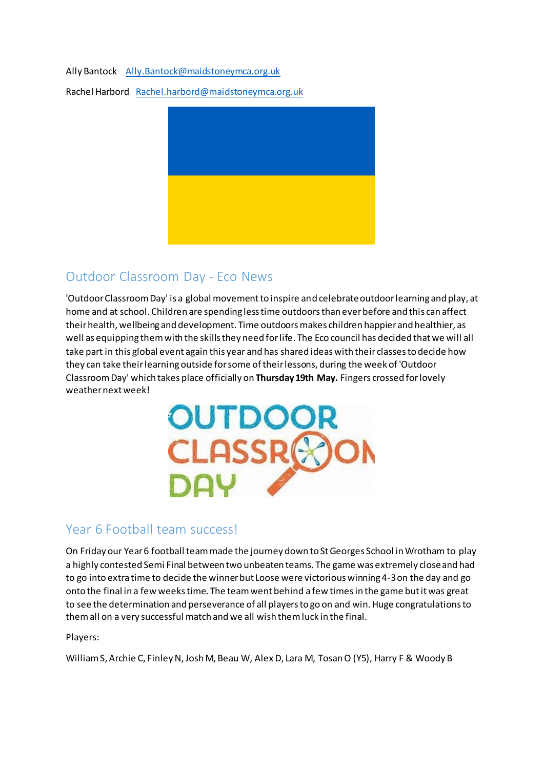Ally Bantock   Ally.Bantock@maidstoneymca.org.uk

Rachel Harbord   Rachel.harbord@maidstoneymca.org.uk

## Outdoor Classroom Day - Eco News

'Outdoor Classroom Day' is a global movement to inspire and celebrate outdoor learning and play, at home and at school. Children are spending less time outdoors than ever before and this can affect their health, wellbeing and development. Time outdoors makes children happier and healthier, as well as equipping them with the skills they need for life. The Eco council has decided that we will all take part in this global event again this year and has shared ideas with their classes to decide how they can take their learning outside for some of their lessons, during the week of 'Outdoor Classroom Day' which takes place officially on **Thursday 19th May.** Fingers crossed for lovely weather next week!

## Year 6 Football team success!

On Friday our Year 6 football team made the journey down to St Georges School in Wrotham to play a highly contested Semi Final between two unbeaten teams. The game was extremely close and had to go into extra time to decide the winner but Loose were victorious winning 4-3 on the day and go onto the final in a few weeks time. The team went behind a few times in the game but it was great to see the determination and perseverance of all players to go on and win. Huge congratulations to them all on a very successful match and we all wish them luck in the final.

Players:

William S, Archie C, Finley N, Josh M, Beau W, Alex D, Lara M, Tosan O (Y5), Harry F & Woody B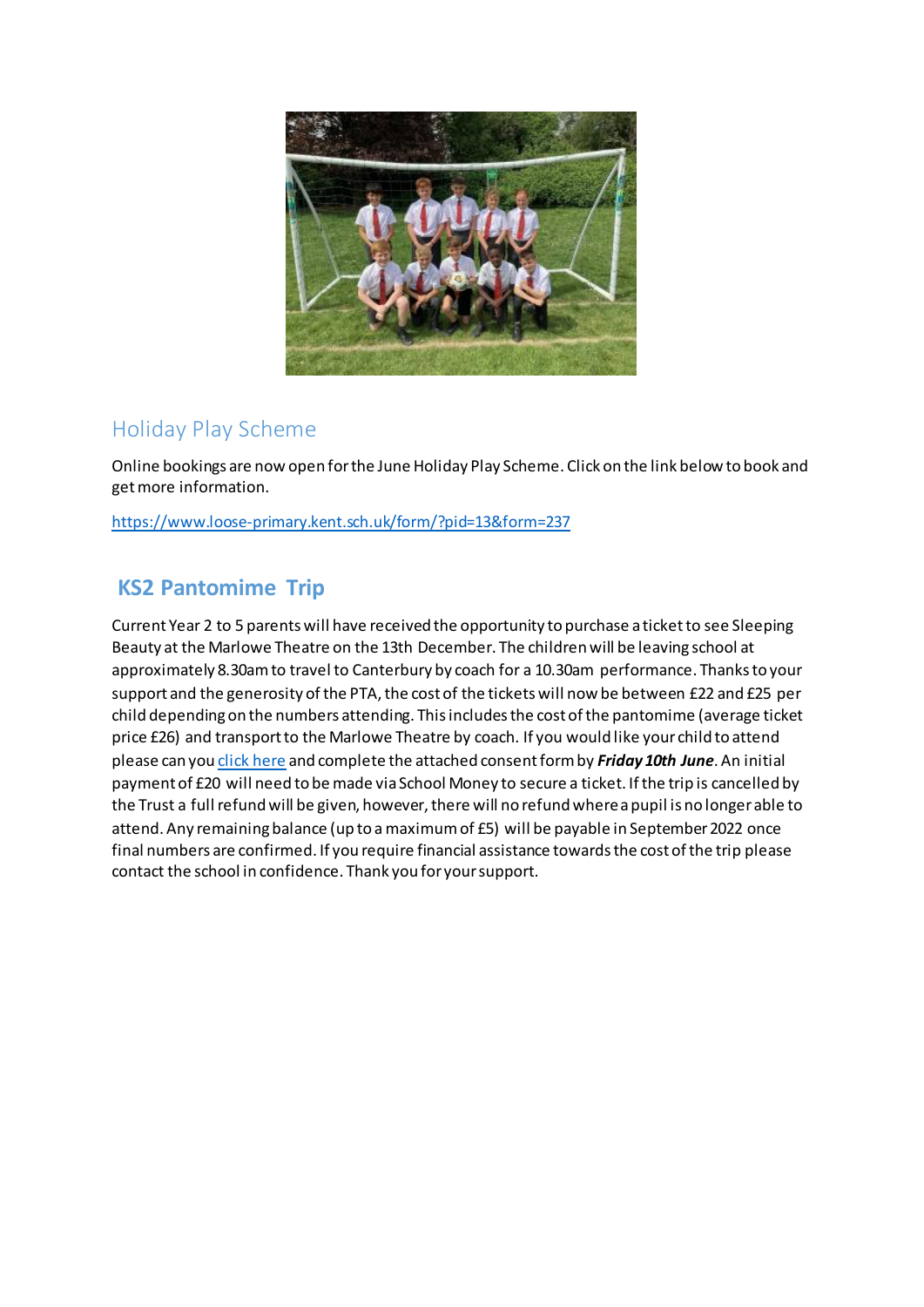## Holiday Play Scheme

Online bookings are now open for the June Holiday Play Scheme. Click on the link below to book and get more information.

https://www.loose-primary.kent.sch.uk/form/?pid=13&form=237

## KS2 Pantomime Trip

Current Year 2 to 5 parents will have received the opportunity to purchase a ticket to see Sleeping Beauty at the Marlowe Theatre on the 13th December. The children will be leaving school at approximately 8.30am to travel to Canterbury by coach for a 10.30am performance. Thanks to your support and the generosity of the PTA, the cost of the tickets will now be between £22 and £25 per child depending on the numbers attending. This includes the cost of the pantomime (average ticket price £26) and transport to the Marlowe Theatre by coach. If you would like your child to attend please can you click here and complete the attached consent form by ***Friday 10th June***. An initial payment of £20 will need to be made via School Money to secure a ticket. If the trip is cancelled by the Trust a full refund will be given, however, there will no refund where a pupil is no longer able to attend. Any remaining balance (up to a maximum of £5) will be payable in September 2022 once final numbers are confirmed. If you require financial assistance towards the cost of the trip please contact the school in confidence. Thank you for your support.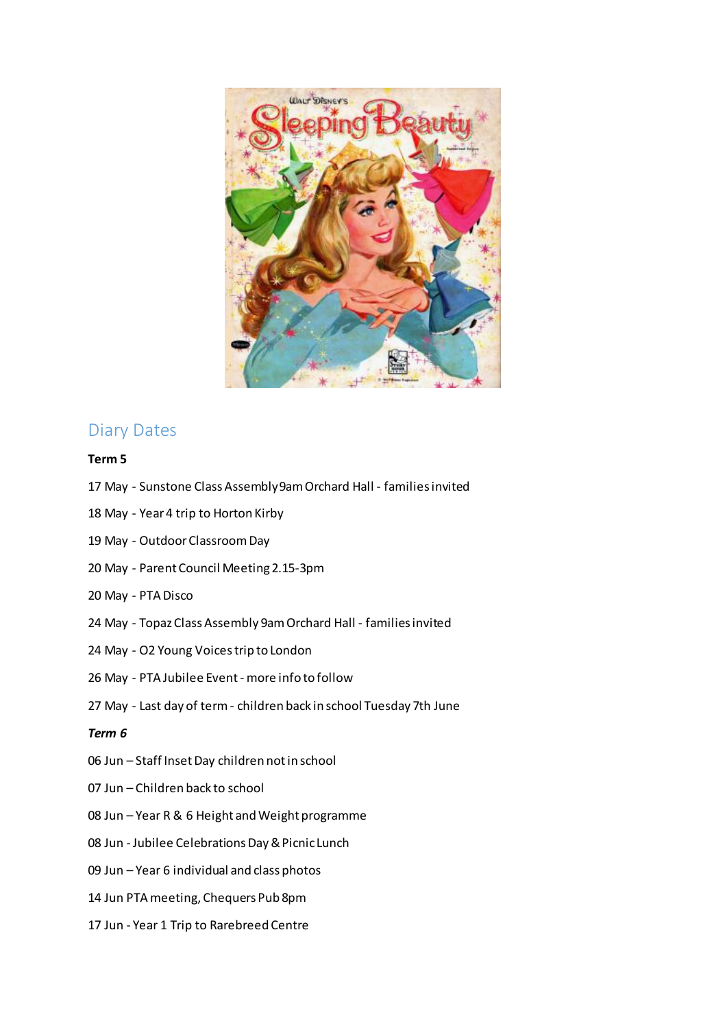## Diary Dates

**Term 5**

17 May - Sunstone Class Assembly 9am Orchard Hall - families invited

18 May - Year 4 trip to Horton Kirby

19 May - Outdoor Classroom Day

20 May - Parent Council Meeting 2.15-3pm

20 May - PTA Disco

24 May - Topaz Class Assembly 9am Orchard Hall - families invited

24 May - O2 Young Voices trip to London

26 May - PTA Jubilee Event - more info to follow

27 May - Last day of term - children back in school Tuesday 7th June

***Term 6***

06 Jun – Staff Inset Day children not in school

07 Jun – Children back to school

08 Jun – Year R & 6 Height and Weight programme

08 Jun - Jubilee Celebrations Day & Picnic Lunch

09 Jun – Year 6 individual and class photos

14 Jun PTA meeting, Chequers Pub 8pm

17 Jun - Year 1 Trip to Rarebreed Centre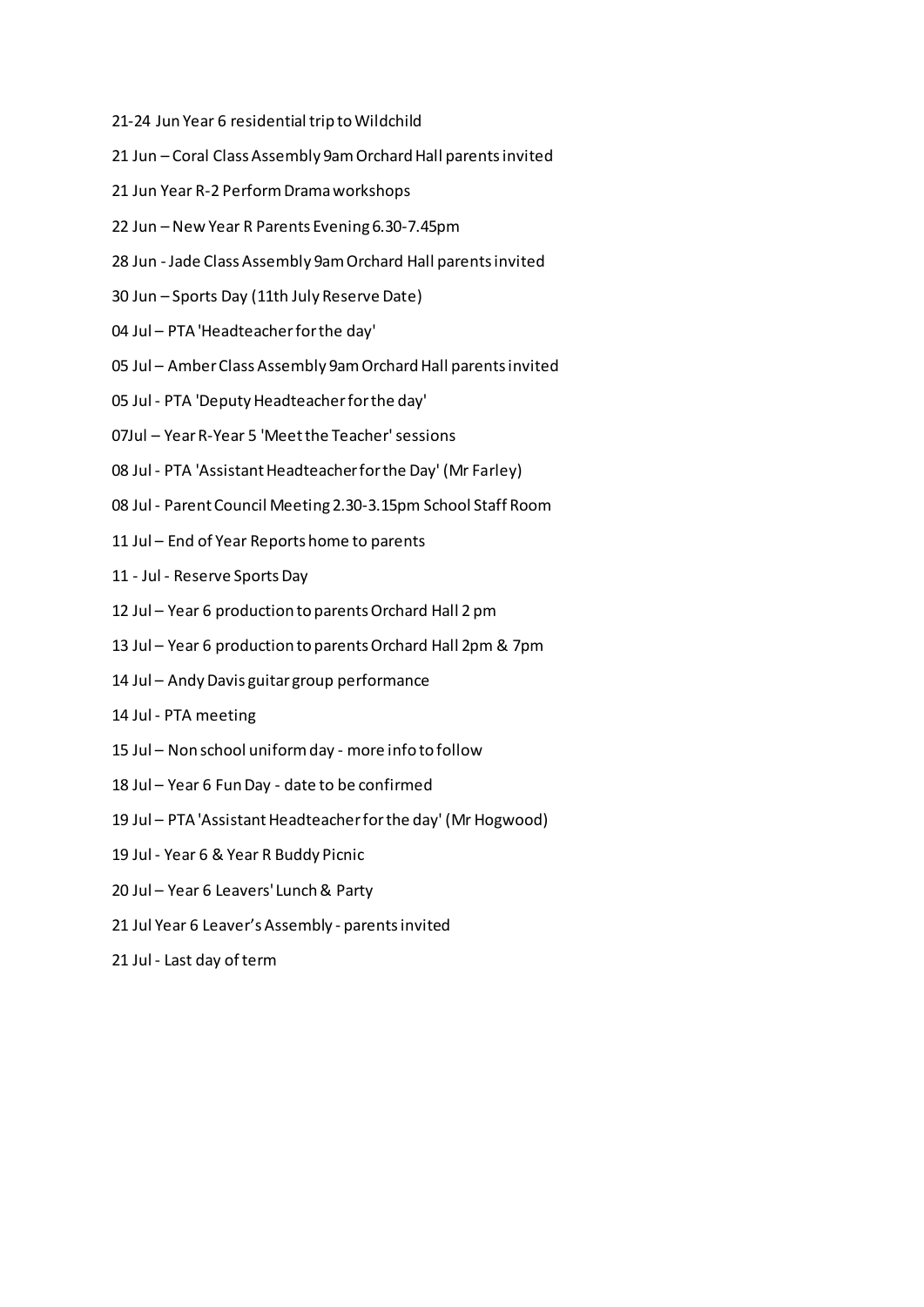21-24 Jun Year 6 residential trip to Wildchild

21 Jun – Coral Class Assembly 9am Orchard Hall parents invited

21 Jun Year R-2 Perform Drama workshops

22 Jun – New Year R Parents Evening 6.30-7.45pm

28 Jun - Jade Class Assembly 9am Orchard Hall parents invited

30 Jun – Sports Day (11th July Reserve Date)

04 Jul – PTA 'Headteacher for the day'

05 Jul – Amber Class Assembly 9am Orchard Hall parents invited

05 Jul - PTA 'Deputy Headteacher for the day'

07Jul – Year R-Year 5 'Meet the Teacher' sessions

08 Jul - PTA 'Assistant Headteacher for the Day' (Mr Farley)

08 Jul - Parent Council Meeting 2.30-3.15pm School Staff Room

11 Jul – End of Year Reports home to parents

11 - Jul - Reserve Sports Day

12 Jul – Year 6 production to parents Orchard Hall 2 pm

13 Jul – Year 6 production to parents Orchard Hall 2pm & 7pm

14 Jul – Andy Davis guitar group performance

14 Jul - PTA meeting

15 Jul – Non school uniform day - more info to follow

18 Jul – Year 6 Fun Day - date to be confirmed

19 Jul – PTA 'Assistant Headteacher for the day' (Mr Hogwood)

19 Jul - Year 6 & Year R Buddy Picnic

20 Jul – Year 6 Leavers' Lunch & Party

21 Jul Year 6 Leaver's Assembly - parents invited

21 Jul - Last day of term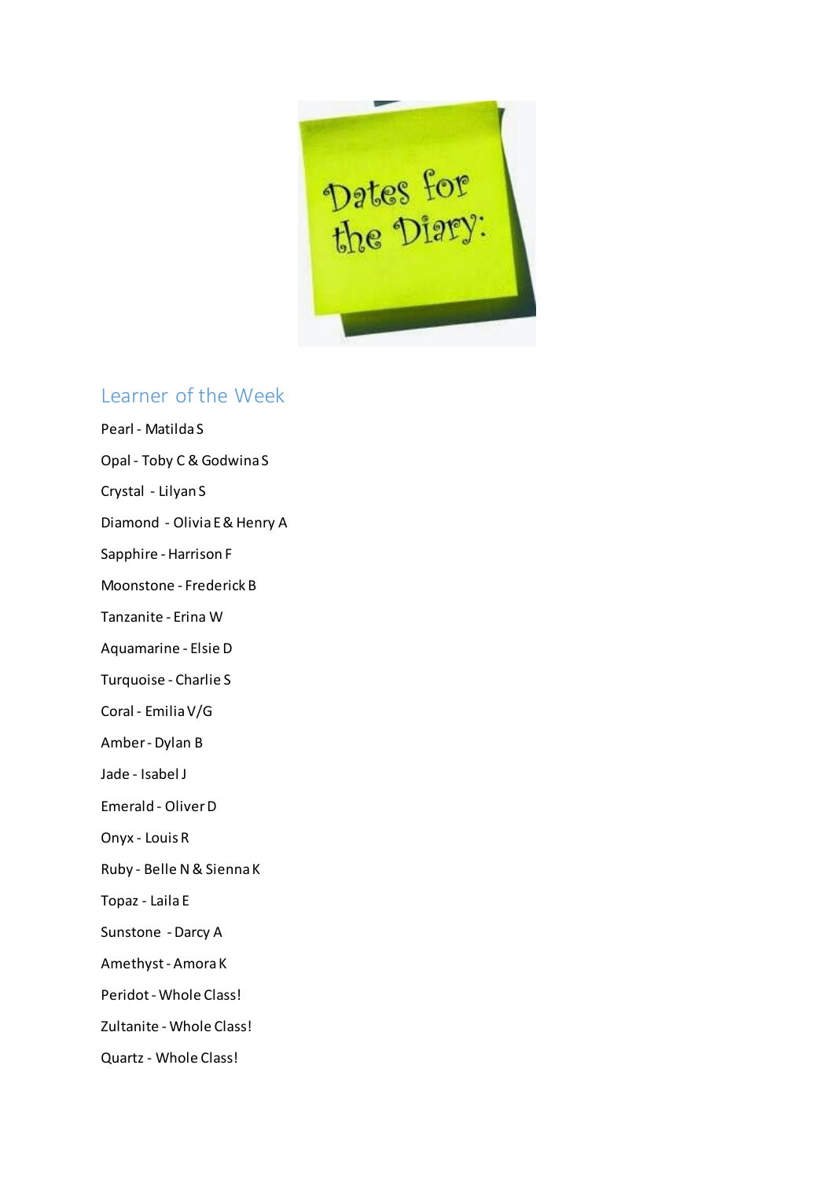Dates for the Diary:

## Learner of the Week

Pearl - Matilda S

Opal - Toby C & Godwina S

Crystal - Lilyan S

Diamond - Olivia E & Henry A

Sapphire - Harrison F

Moonstone - Frederick B

Tanzanite - Erina W

Aquamarine - Elsie D

Turquoise - Charlie S

Coral - Emilia V/G

Amber - Dylan B

Jade - Isabel J

Emerald - Oliver D

Onyx - Louis R

Ruby - Belle N & Sienna K

Topaz - Laila E

Sunstone - Darcy A

Amethyst - Amora K

Peridot - Whole Class!

Zultanite - Whole Class!

Quartz - Whole Class!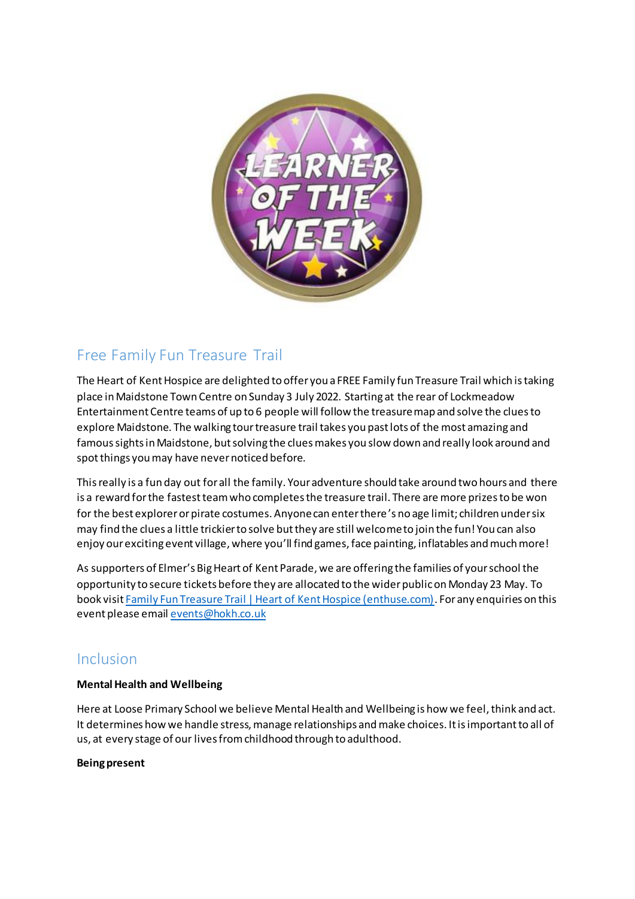## Free Family Fun Treasure Trail

The Heart of Kent Hospice are delighted to offer you a FREE Family fun Treasure Trail which is taking place in Maidstone Town Centre on Sunday 3 July 2022. Starting at the rear of Lockmeadow Entertainment Centre teams of up to 6 people will follow the treasure map and solve the clues to explore Maidstone. The walking tour treasure trail takes you past lots of the most amazing and famous sights in Maidstone, but solving the clues makes you slow down and really look around and spot things you may have never noticed before.

This really is a fun day out for all the family. Your adventure should take around two hours and there is a reward for the fastest team who completes the treasure trail. There are more prizes to be won for the best explorer or pirate costumes. Anyone can enter there's no age limit; children under six may find the clues a little trickier to solve but they are still welcome to join the fun! You can also enjoy our exciting event village, where you'll find games, face painting, inflatables and much more!

As supporters of Elmer's Big Heart of Kent Parade, we are offering the families of your school the opportunity to secure tickets before they are allocated to the wider public on Monday 23 May. To book visit [Family Fun Treasure Trail | Heart of Kent Hospice (enthuse.com)](). For any enquiries on this event please email events@hokh.co.uk

## Inclusion

**Mental Health and Wellbeing**

Here at Loose Primary School we believe Mental Health and Wellbeing is how we feel, think and act. It determines how we handle stress, manage relationships and make choices. It is important to all of us, at every stage of our lives from childhood through to adulthood.

**Being present**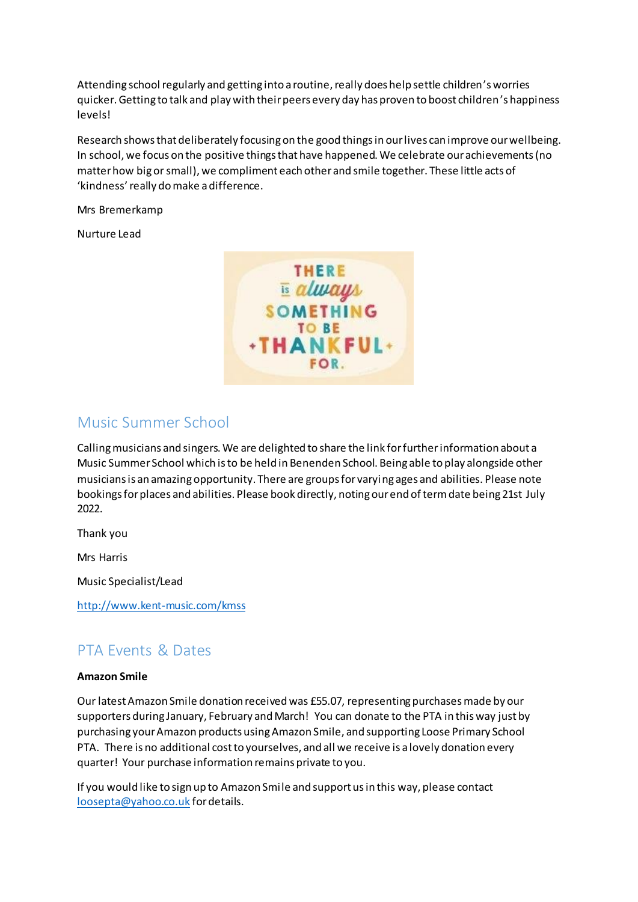Attending school regularly and getting into a routine, really does help settle children's worries quicker. Getting to talk and play with their peers every day has proven to boost children's happiness levels!

Research shows that deliberately focusing on the good things in our lives can improve our wellbeing. In school, we focus on the positive things that have happened. We celebrate our achievements (no matter how big or small), we compliment each other and smile together. These little acts of 'kindness' really do make a difference.

Mrs Bremerkamp

Nurture Lead

THERE is always SOMETHING TO BE THANKFUL FOR.

## Music Summer School

Calling musicians and singers. We are delighted to share the link for further information about a Music Summer School which is to be held in Benenden School. Being able to play alongside other musicians is an amazing opportunity. There are groups for varying ages and abilities. Please note bookings for places and abilities. Please book directly, noting our end of term date being 21st July 2022.

Thank you

Mrs Harris

Music Specialist/Lead

http://www.kent-music.com/kmss

## PTA Events & Dates

**Amazon Smile**

Our latest Amazon Smile donation received was £55.07, representing purchases made by our supporters during January, February and March! You can donate to the PTA in this way just by purchasing your Amazon products using Amazon Smile, and supporting Loose Primary School PTA. There is no additional cost to yourselves, and all we receive is a lovely donation every quarter! Your purchase information remains private to you.

If you would like to sign up to Amazon Smile and support us in this way, please contact loosepta@yahoo.co.uk for details.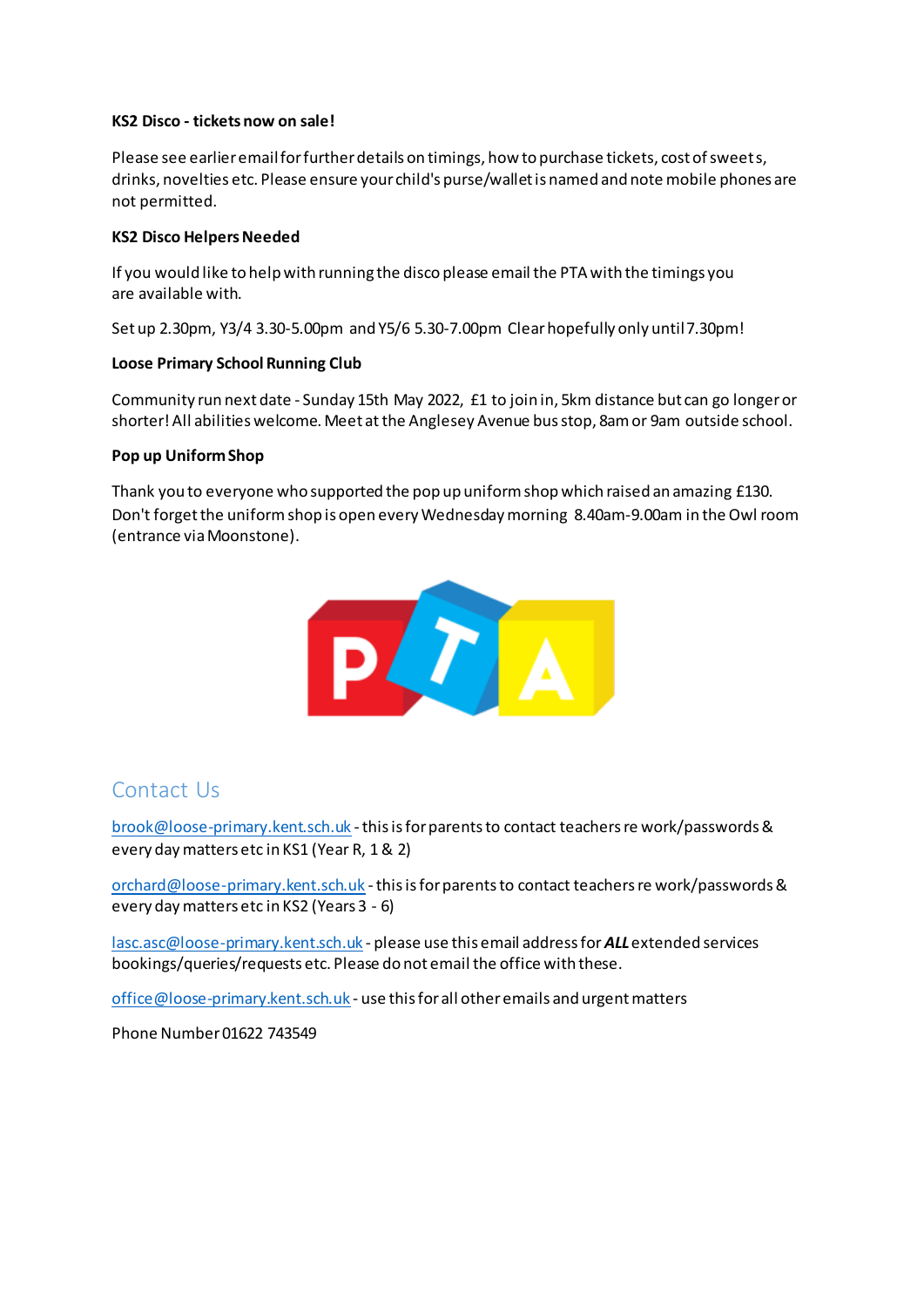**KS2 Disco - tickets now on sale!**

Please see earlier email for further details on timings, how to purchase tickets, cost of sweets, drinks, novelties etc. Please ensure your child's purse/wallet is named and note mobile phones are not permitted.

**KS2 Disco Helpers Needed**

If you would like to help with running the disco please email the PTA with the timings you are available with.

Set up 2.30pm, Y3/4 3.30-5.00pm and Y5/6 5.30-7.00pm Clear hopefully only until 7.30pm!

**Loose Primary School Running Club**

Community run next date - Sunday 15th May 2022, £1 to join in, 5km distance but can go longer or shorter! All abilities welcome. Meet at the Anglesey Avenue bus stop, 8am or 9am outside school.

**Pop up Uniform Shop**

Thank you to everyone who supported the pop up uniform shop which raised an amazing £130. Don't forget the uniform shop is open every Wednesday morning 8.40am-9.00am in the Owl room (entrance via Moonstone).

## Contact Us

brook@loose-primary.kent.sch.uk - this is for parents to contact teachers re work/passwords & every day matters etc in KS1 (Year R, 1 & 2)

orchard@loose-primary.kent.sch.uk - this is for parents to contact teachers re work/passwords & every day matters etc in KS2 (Years 3 - 6)

lasc.asc@loose-primary.kent.sch.uk - please use this email address for ***ALL*** extended services bookings/queries/requests etc. Please do not email the office with these.

office@loose-primary.kent.sch.uk - use this for all other emails and urgent matters

Phone Number 01622 743549